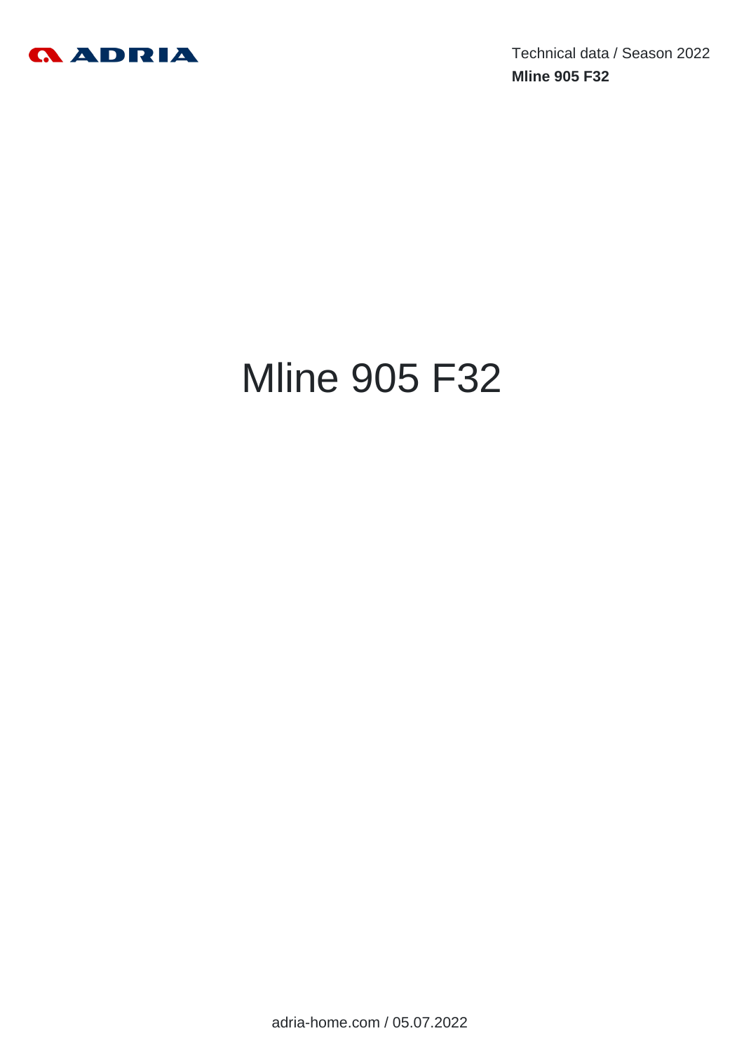Technical data / Season 2022

**Mline 905 F32**

# Mline 905 F32

adria-home.com / 05.07.2022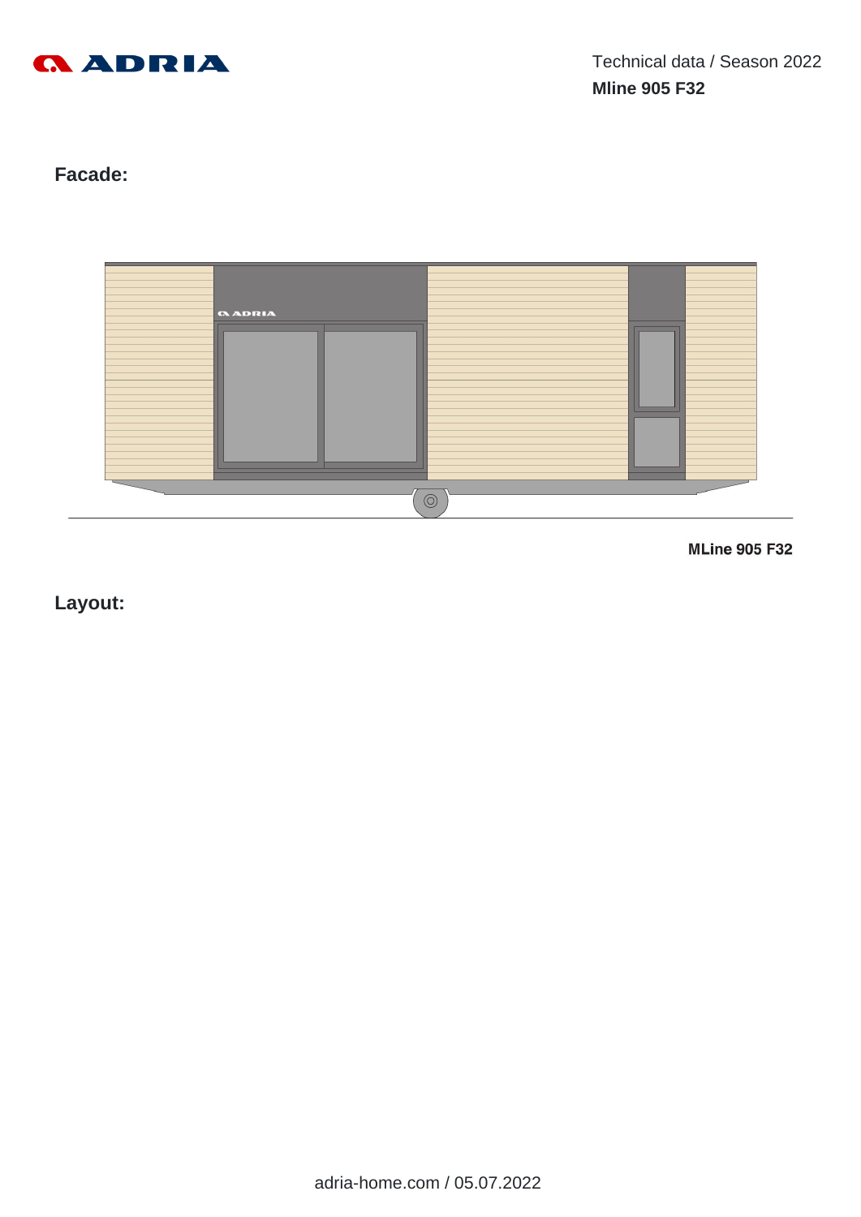Technical data / Season 2022

**Mline 905 F32**

## Facade:

MLine 905 F32

## Layout: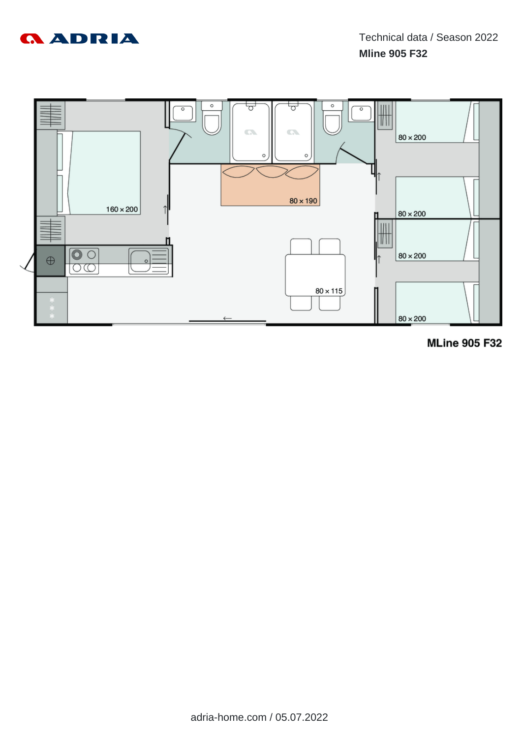Technical data / Season 2022

**Mline 905 F32**

160 × 200

80 × 190

80 × 115

80 × 200

80 × 200

80 × 200

80 × 200

**MLine 905 F32**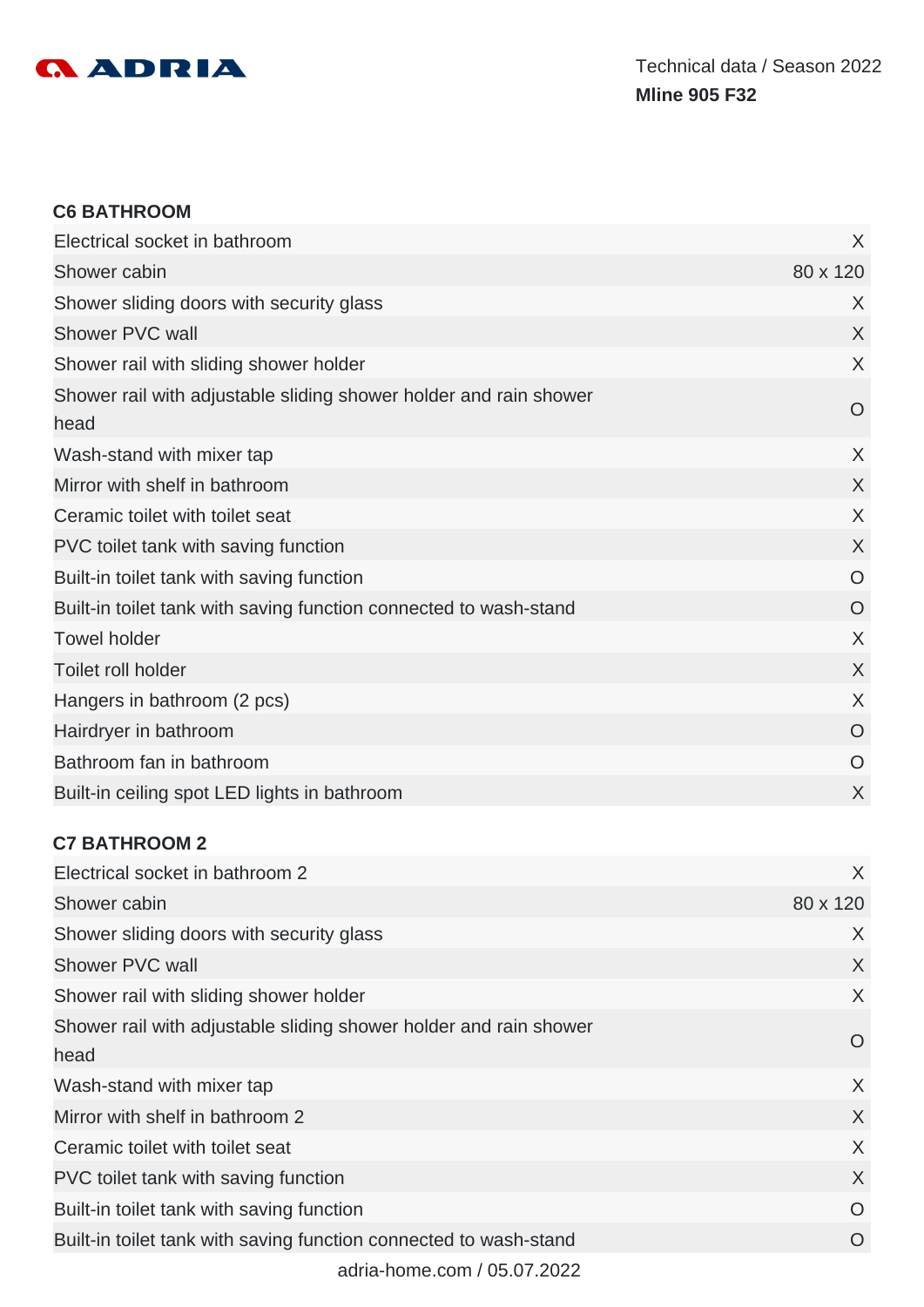### C6 BATHROOM

| | |
|---|---|
| Electrical socket in bathroom | X |
| Shower cabin | 80 x 120 |
| Shower sliding doors with security glass | X |
| Shower PVC wall | X |
| Shower rail with sliding shower holder | X |
| Shower rail with adjustable sliding shower holder and rain shower head | O |
| Wash-stand with mixer tap | X |
| Mirror with shelf in bathroom | X |
| Ceramic toilet with toilet seat | X |
| PVC toilet tank with saving function | X |
| Built-in toilet tank with saving function | O |
| Built-in toilet tank with saving function connected to wash-stand | O |
| Towel holder | X |
| Toilet roll holder | X |
| Hangers in bathroom (2 pcs) | X |
| Hairdryer in bathroom | O |
| Bathroom fan in bathroom | O |
| Built-in ceiling spot LED lights in bathroom | X |

### C7 BATHROOM 2

| | |
|---|---|
| Electrical socket in bathroom 2 | X |
| Shower cabin | 80 x 120 |
| Shower sliding doors with security glass | X |
| Shower PVC wall | X |
| Shower rail with sliding shower holder | X |
| Shower rail with adjustable sliding shower holder and rain shower head | O |
| Wash-stand with mixer tap | X |
| Mirror with shelf in bathroom 2 | X |
| Ceramic toilet with toilet seat | X |
| PVC toilet tank with saving function | X |
| Built-in toilet tank with saving function | O |
| Built-in toilet tank with saving function connected to wash-stand | O |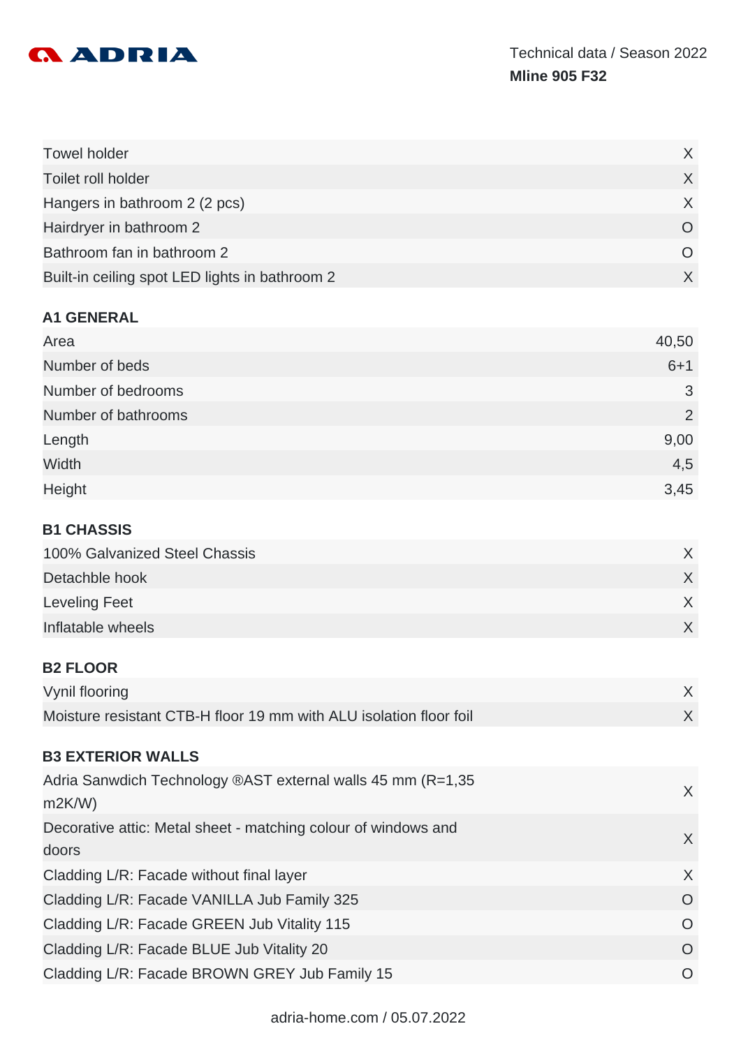| | |
|---|---|
| Towel holder | X |
| Toilet roll holder | X |
| Hangers in bathroom 2 (2 pcs) | X |
| Hairdryer in bathroom 2 | O |
| Bathroom fan in bathroom 2 | O |
| Built-in ceiling spot LED lights in bathroom 2 | X |

### A1 GENERAL

| | |
|---|---|
| Area | 40,50 |
| Number of beds | 6+1 |
| Number of bedrooms | 3 |
| Number of bathrooms | 2 |
| Length | 9,00 |
| Width | 4,5 |
| Height | 3,45 |

### B1 CHASSIS

| | |
|---|---|
| 100% Galvanized Steel Chassis | X |
| Detachble hook | X |
| Leveling Feet | X |
| Inflatable wheels | X |

### B2 FLOOR

| | |
|---|---|
| Vynil flooring | X |
| Moisture resistant CTB-H floor 19 mm with ALU isolation floor foil | X |

### B3 EXTERIOR WALLS

| | |
|---|---|
| Adria Sanwdich Technology ®AST external walls 45 mm (R=1,35 m2K/W) | X |
| Decorative attic: Metal sheet - matching colour of windows and doors | X |
| Cladding L/R: Facade without final layer | X |
| Cladding L/R: Facade VANILLA Jub Family 325 | O |
| Cladding L/R: Facade GREEN Jub Vitality 115 | O |
| Cladding L/R: Facade BLUE Jub Vitality 20 | O |
| Cladding L/R: Facade BROWN GREY Jub Family 15 | O |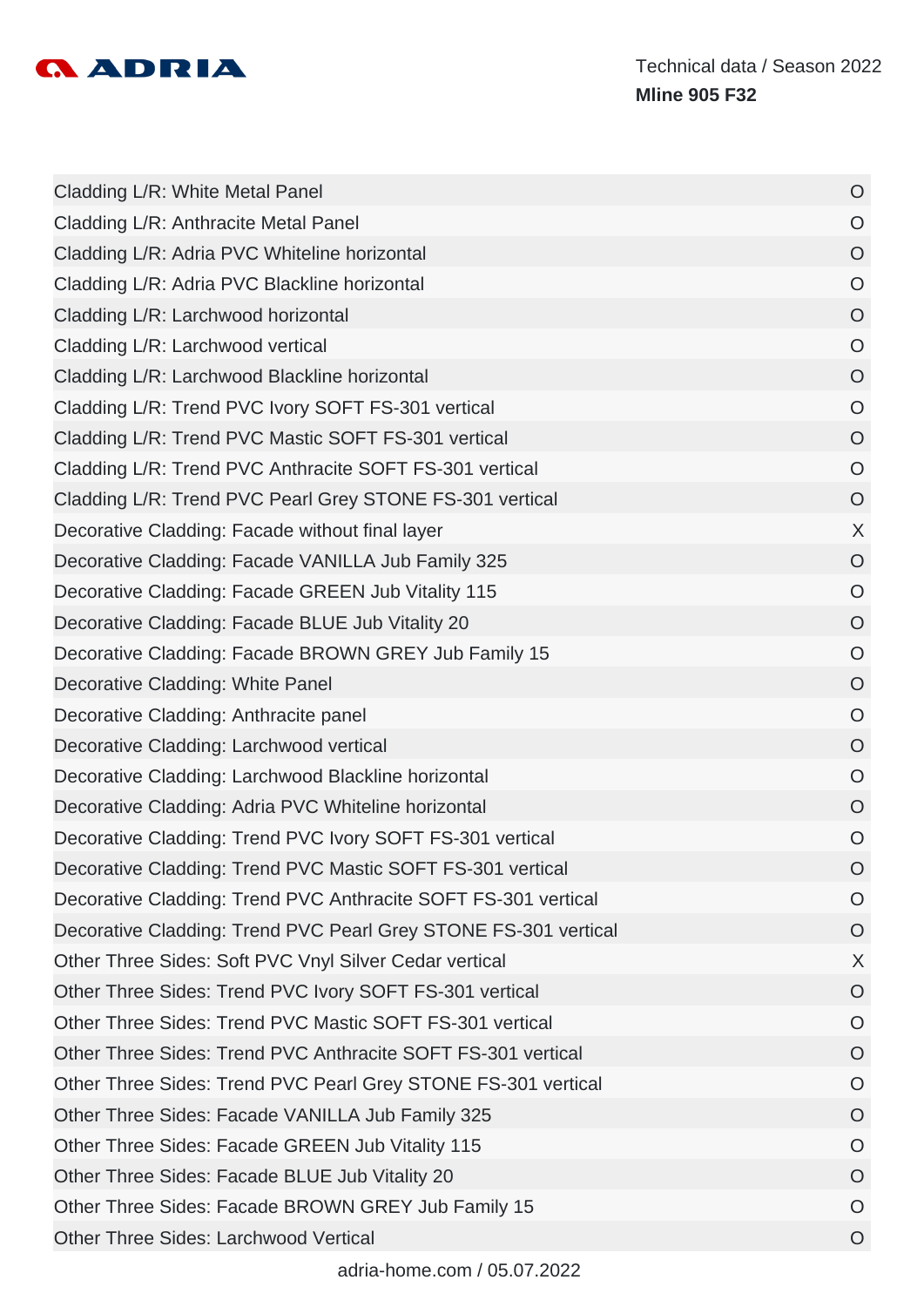| | |
|---|---|
| Cladding L/R: White Metal Panel | O |
| Cladding L/R: Anthracite Metal Panel | O |
| Cladding L/R: Adria PVC Whiteline horizontal | O |
| Cladding L/R: Adria PVC Blackline horizontal | O |
| Cladding L/R: Larchwood horizontal | O |
| Cladding L/R: Larchwood vertical | O |
| Cladding L/R: Larchwood Blackline horizontal | O |
| Cladding L/R: Trend PVC Ivory SOFT FS-301 vertical | O |
| Cladding L/R: Trend PVC Mastic SOFT FS-301 vertical | O |
| Cladding L/R: Trend PVC Anthracite SOFT FS-301 vertical | O |
| Cladding L/R: Trend PVC Pearl Grey STONE FS-301 vertical | O |
| Decorative Cladding: Facade without final layer | X |
| Decorative Cladding: Facade VANILLA Jub Family 325 | O |
| Decorative Cladding: Facade GREEN Jub Vitality 115 | O |
| Decorative Cladding: Facade BLUE Jub Vitality 20 | O |
| Decorative Cladding: Facade BROWN GREY Jub Family 15 | O |
| Decorative Cladding: White Panel | O |
| Decorative Cladding: Anthracite panel | O |
| Decorative Cladding: Larchwood vertical | O |
| Decorative Cladding: Larchwood Blackline horizontal | O |
| Decorative Cladding: Adria PVC Whiteline horizontal | O |
| Decorative Cladding: Trend PVC Ivory SOFT FS-301 vertical | O |
| Decorative Cladding: Trend PVC Mastic SOFT FS-301 vertical | O |
| Decorative Cladding: Trend PVC Anthracite SOFT FS-301 vertical | O |
| Decorative Cladding: Trend PVC Pearl Grey STONE FS-301 vertical | O |
| Other Three Sides: Soft PVC Vnyl Silver Cedar vertical | X |
| Other Three Sides: Trend PVC Ivory SOFT FS-301 vertical | O |
| Other Three Sides: Trend PVC Mastic SOFT FS-301 vertical | O |
| Other Three Sides: Trend PVC Anthracite SOFT FS-301 vertical | O |
| Other Three Sides: Trend PVC Pearl Grey STONE FS-301 vertical | O |
| Other Three Sides: Facade VANILLA Jub Family 325 | O |
| Other Three Sides: Facade GREEN Jub Vitality 115 | O |
| Other Three Sides: Facade BLUE Jub Vitality 20 | O |
| Other Three Sides: Facade BROWN GREY Jub Family 15 | O |
| Other Three Sides: Larchwood Vertical | O |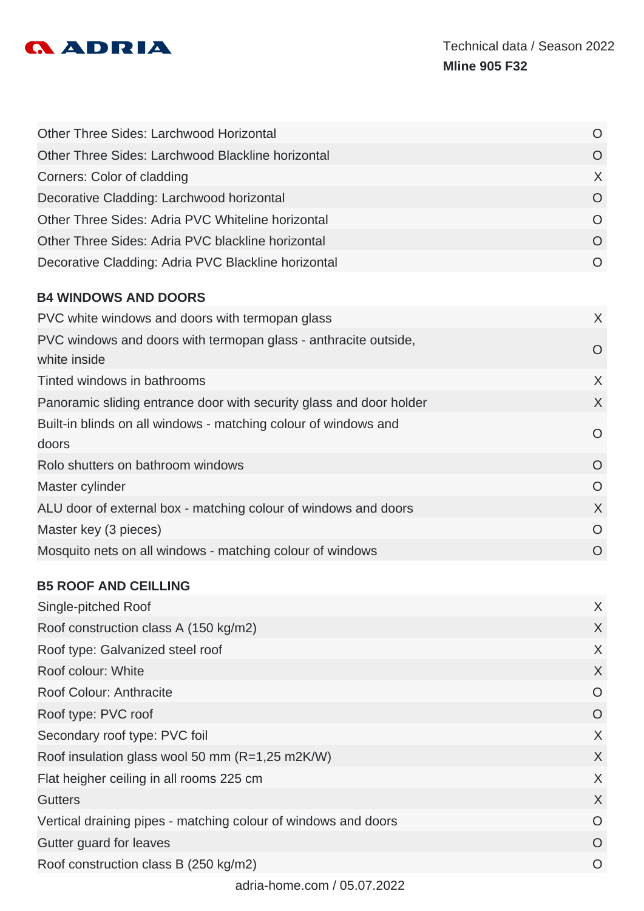| | |
|---|---|
| Other Three Sides: Larchwood Horizontal | O |
| Other Three Sides: Larchwood Blackline horizontal | O |
| Corners: Color of cladding | X |
| Decorative Cladding: Larchwood horizontal | O |
| Other Three Sides: Adria PVC Whiteline horizontal | O |
| Other Three Sides: Adria PVC blackline horizontal | O |
| Decorative Cladding: Adria PVC Blackline horizontal | O |

**B4 WINDOWS AND DOORS**

| | |
|---|---|
| PVC white windows and doors with termopan glass | X |
| PVC windows and doors with termopan glass - anthracite outside, white inside | O |
| Tinted windows in bathrooms | X |
| Panoramic sliding entrance door with security glass and door holder | X |
| Built-in blinds on all windows - matching colour of windows and doors | O |
| Rolo shutters on bathroom windows | O |
| Master cylinder | O |
| ALU door of external box - matching colour of windows and doors | X |
| Master key (3 pieces) | O |
| Mosquito nets on all windows - matching colour of windows | O |

**B5 ROOF AND CEILLING**

| | |
|---|---|
| Single-pitched Roof | X |
| Roof construction class A (150 kg/m2) | X |
| Roof type: Galvanized steel roof | X |
| Roof colour: White | X |
| Roof Colour: Anthracite | O |
| Roof type: PVC roof | O |
| Secondary roof type: PVC foil | X |
| Roof insulation glass wool 50 mm (R=1,25 m2K/W) | X |
| Flat heigher ceiling in all rooms 225 cm | X |
| Gutters | X |
| Vertical draining pipes - matching colour of windows and doors | O |
| Gutter guard for leaves | O |
| Roof construction class B (250 kg/m2) | O |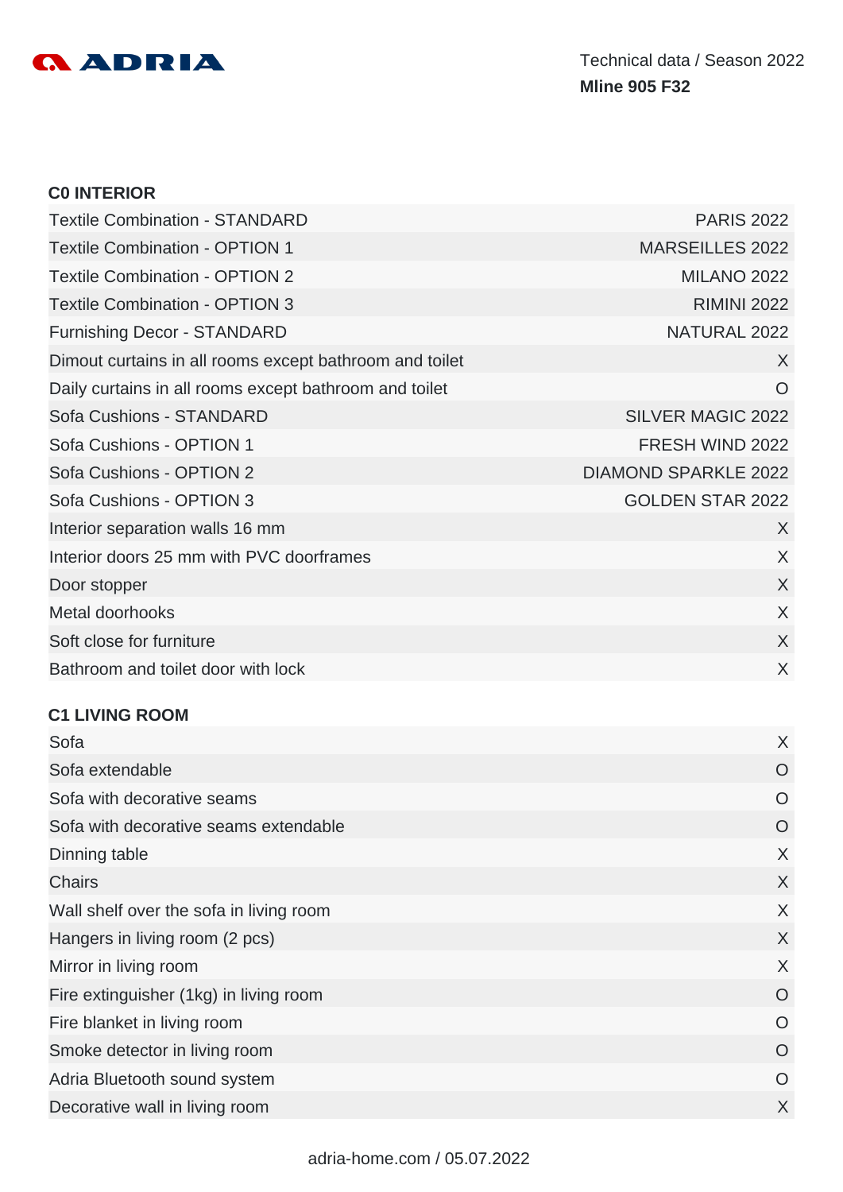## C0 INTERIOR

| | |
|---|---|
| Textile Combination - STANDARD | PARIS 2022 |
| Textile Combination - OPTION 1 | MARSEILLES 2022 |
| Textile Combination - OPTION 2 | MILANO 2022 |
| Textile Combination - OPTION 3 | RIMINI 2022 |
| Furnishing Decor - STANDARD | NATURAL 2022 |
| Dimout curtains in all rooms except bathroom and toilet | X |
| Daily curtains in all rooms except bathroom and toilet | O |
| Sofa Cushions - STANDARD | SILVER MAGIC 2022 |
| Sofa Cushions - OPTION 1 | FRESH WIND 2022 |
| Sofa Cushions - OPTION 2 | DIAMOND SPARKLE 2022 |
| Sofa Cushions - OPTION 3 | GOLDEN STAR 2022 |
| Interior separation walls 16 mm | X |
| Interior doors 25 mm with PVC doorframes | X |
| Door stopper | X |
| Metal doorhooks | X |
| Soft close for furniture | X |
| Bathroom and toilet door with lock | X |

## C1 LIVING ROOM

| | |
|---|---|
| Sofa | X |
| Sofa extendable | O |
| Sofa with decorative seams | O |
| Sofa with decorative seams extendable | O |
| Dinning table | X |
| Chairs | X |
| Wall shelf over the sofa in living room | X |
| Hangers in living room (2 pcs) | X |
| Mirror in living room | X |
| Fire extinguisher (1kg) in living room | O |
| Fire blanket in living room | O |
| Smoke detector in living room | O |
| Adria Bluetooth sound system | O |
| Decorative wall in living room | X |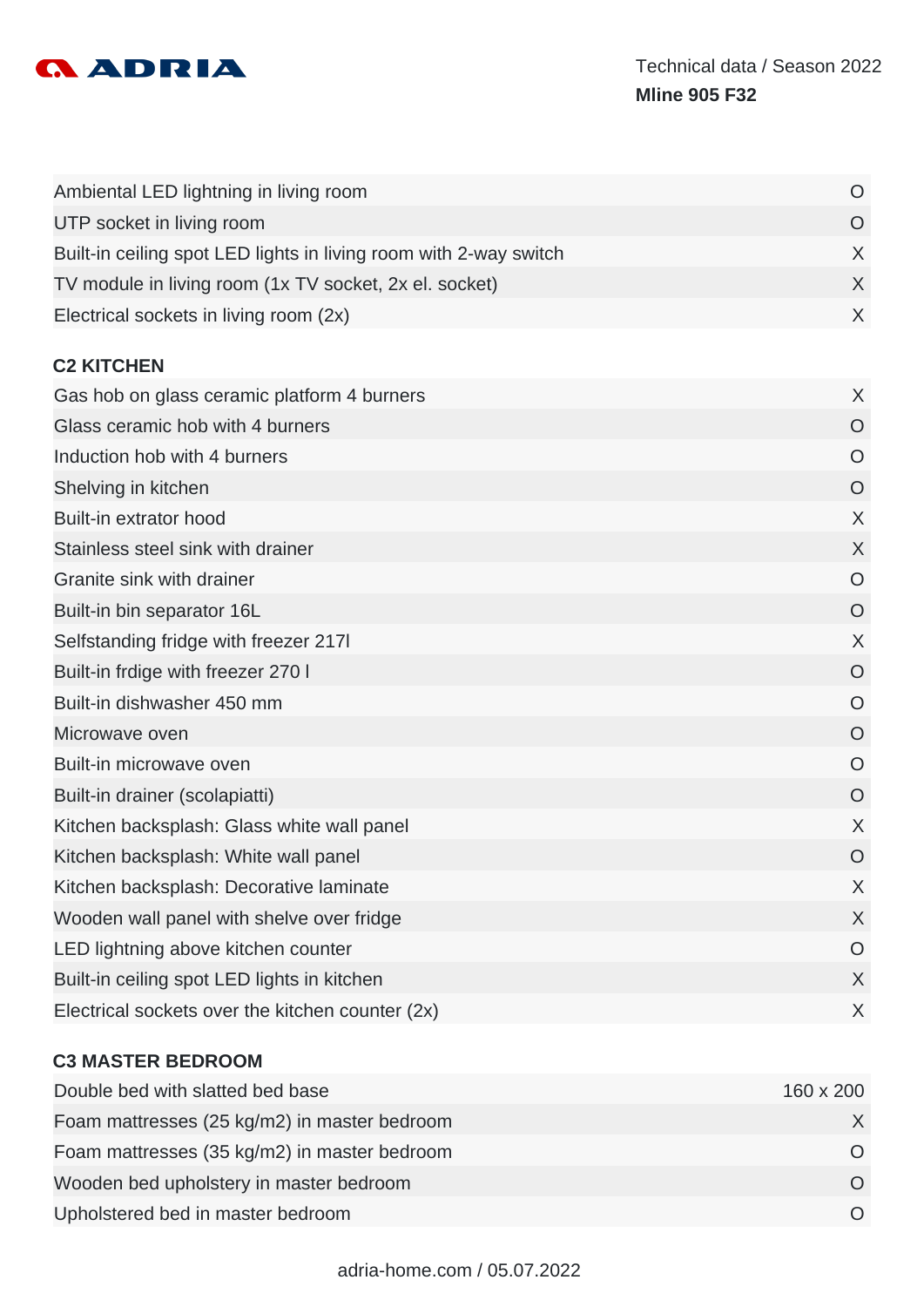| | |
|---|---|
| Ambiental LED lightning in living room | O |
| UTP socket in living room | O |
| Built-in ceiling spot LED lights in living room with 2-way switch | X |
| TV module in living room (1x TV socket, 2x el. socket) | X |
| Electrical sockets in living room (2x) | X |

## C2 KITCHEN

| | |
|---|---|
| Gas hob on glass ceramic platform 4 burners | X |
| Glass ceramic hob with 4 burners | O |
| Induction hob with 4 burners | O |
| Shelving in kitchen | O |
| Built-in extrator hood | X |
| Stainless steel sink with drainer | X |
| Granite sink with drainer | O |
| Built-in bin separator 16L | O |
| Selfstanding fridge with freezer 217l | X |
| Built-in frdige with freezer 270 l | O |
| Built-in dishwasher 450 mm | O |
| Microwave oven | O |
| Built-in microwave oven | O |
| Built-in drainer (scolapiatti) | O |
| Kitchen backsplash: Glass white wall panel | X |
| Kitchen backsplash: White wall panel | O |
| Kitchen backsplash: Decorative laminate | X |
| Wooden wall panel with shelve over fridge | X |
| LED lightning above kitchen counter | O |
| Built-in ceiling spot LED lights in kitchen | X |
| Electrical sockets over the kitchen counter (2x) | X |

## C3 MASTER BEDROOM

| | |
|---|---|
| Double bed with slatted bed base | 160 x 200 |
| Foam mattresses (25 kg/m2) in master bedroom | X |
| Foam mattresses (35 kg/m2) in master bedroom | O |
| Wooden bed upholstery in master bedroom | O |
| Upholstered bed in master bedroom | O |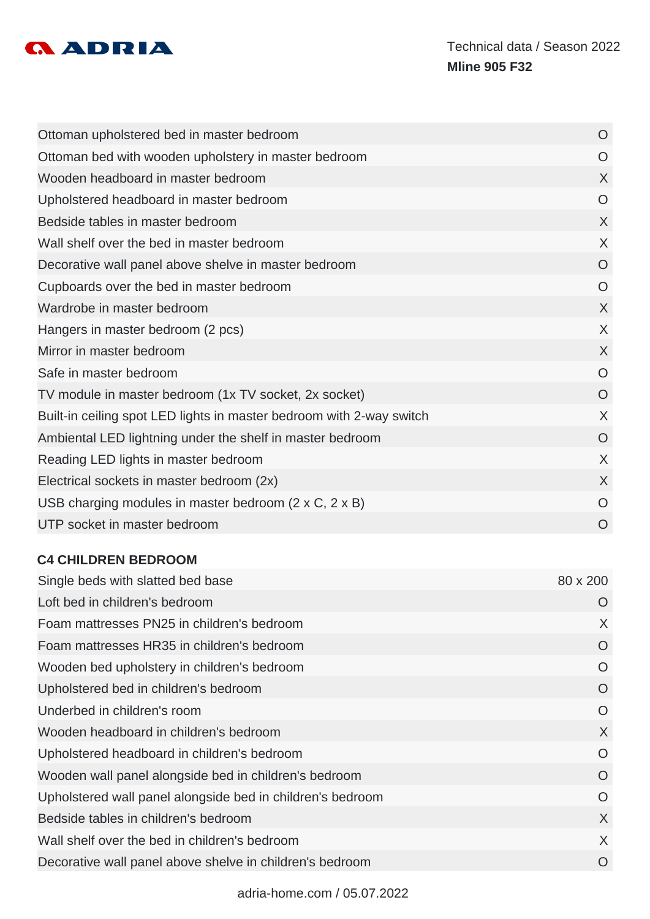| | |
|---|---|
| Ottoman upholstered bed in master bedroom | O |
| Ottoman bed with wooden upholstery in master bedroom | O |
| Wooden headboard in master bedroom | X |
| Upholstered headboard in master bedroom | O |
| Bedside tables in master bedroom | X |
| Wall shelf over the bed in master bedroom | X |
| Decorative wall panel above shelve in master bedroom | O |
| Cupboards over the bed in master bedroom | O |
| Wardrobe in master bedroom | X |
| Hangers in master bedroom (2 pcs) | X |
| Mirror in master bedroom | X |
| Safe in master bedroom | O |
| TV module in master bedroom (1x TV socket, 2x socket) | O |
| Built-in ceiling spot LED lights in master bedroom with 2-way switch | X |
| Ambiental LED lightning under the shelf in master bedroom | O |
| Reading LED lights in master bedroom | X |
| Electrical sockets in master bedroom (2x) | X |
| USB charging modules in master bedroom (2 x C, 2 x B) | O |
| UTP socket in master bedroom | O |

### C4 CHILDREN BEDROOM

| | |
|---|---|
| Single beds with slatted bed base | 80 x 200 |
| Loft bed in children's bedroom | O |
| Foam mattresses PN25 in children's bedroom | X |
| Foam mattresses HR35 in children's bedroom | O |
| Wooden bed upholstery in children's bedroom | O |
| Upholstered bed in children's bedroom | O |
| Underbed in children's room | O |
| Wooden headboard in children's bedroom | X |
| Upholstered headboard in children's bedroom | O |
| Wooden wall panel alongside bed in children's bedroom | O |
| Upholstered wall panel alongside bed in children's bedroom | O |
| Bedside tables in children's bedroom | X |
| Wall shelf over the bed in children's bedroom | X |
| Decorative wall panel above shelve in children's bedroom | O |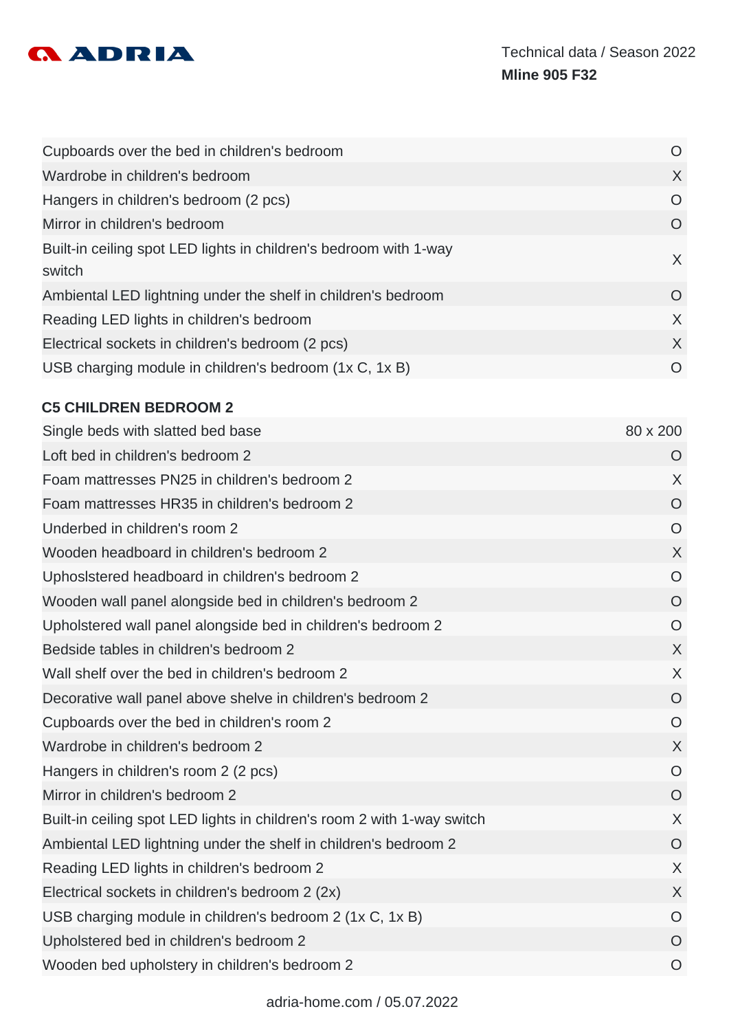| | |
|---|---|
| Cupboards over the bed in children's bedroom | O |
| Wardrobe in children's bedroom | X |
| Hangers in children's bedroom (2 pcs) | O |
| Mirror in children's bedroom | O |
| Built-in ceiling spot LED lights in children's bedroom with 1-way switch | X |
| Ambiental LED lightning under the shelf in children's bedroom | O |
| Reading LED lights in children's bedroom | X |
| Electrical sockets in children's bedroom (2 pcs) | X |
| USB charging module in children's bedroom (1x C, 1x B) | O |

### C5 CHILDREN BEDROOM 2

| | |
|---|---|
| Single beds with slatted bed base | 80 x 200 |
| Loft bed in children's bedroom 2 | O |
| Foam mattresses PN25 in children's bedroom 2 | X |
| Foam mattresses HR35 in children's bedroom 2 | O |
| Underbed in children's room 2 | O |
| Wooden headboard in children's bedroom 2 | X |
| Uphoslstered headboard in children's bedroom 2 | O |
| Wooden wall panel alongside bed in children's bedroom 2 | O |
| Upholstered wall panel alongside bed in children's bedroom 2 | O |
| Bedside tables in children's bedroom 2 | X |
| Wall shelf over the bed in children's bedroom 2 | X |
| Decorative wall panel above shelve in children's bedroom 2 | O |
| Cupboards over the bed in children's room 2 | O |
| Wardrobe in children's bedroom 2 | X |
| Hangers in children's room 2 (2 pcs) | O |
| Mirror in children's bedroom 2 | O |
| Built-in ceiling spot LED lights in children's room 2 with 1-way switch | X |
| Ambiental LED lightning under the shelf in children's bedroom 2 | O |
| Reading LED lights in children's bedroom 2 | X |
| Electrical sockets in children's bedroom 2 (2x) | X |
| USB charging module in children's bedroom 2 (1x C, 1x B) | O |
| Upholstered bed in children's bedroom 2 | O |
| Wooden bed upholstery in children's bedroom 2 | O |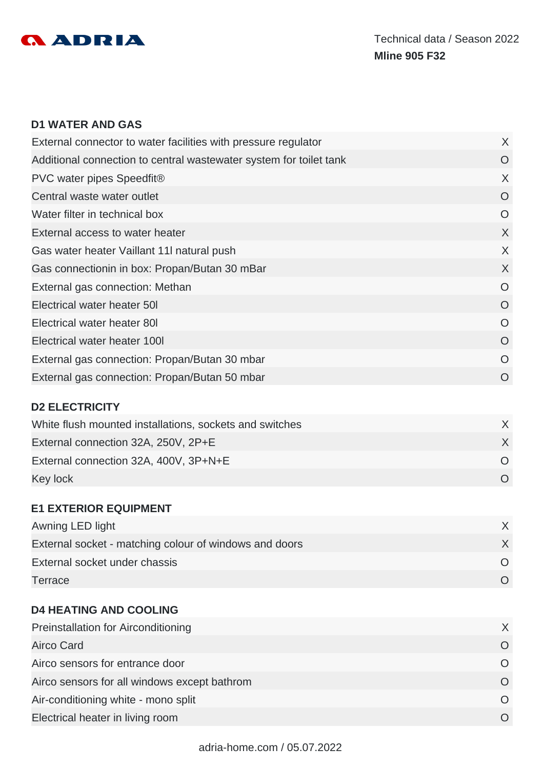#### D1 WATER AND GAS

| | |
|---|---|
| External connector to water facilities with pressure regulator | X |
| Additional connection to central wastewater system for toilet tank | O |
| PVC water pipes Speedfit® | X |
| Central waste water outlet | O |
| Water filter in technical box | O |
| External access to water heater | X |
| Gas water heater Vaillant 11l natural push | X |
| Gas connectionin in box: Propan/Butan 30 mBar | X |
| External gas connection: Methan | O |
| Electrical water heater 50l | O |
| Electrical water heater 80l | O |
| Electrical water heater 100l | O |
| External gas connection: Propan/Butan 30 mbar | O |
| External gas connection: Propan/Butan 50 mbar | O |

#### D2 ELECTRICITY

| | |
|---|---|
| White flush mounted installations, sockets and switches | X |
| External connection 32A, 250V, 2P+E | X |
| External connection 32A, 400V, 3P+N+E | O |
| Key lock | O |

#### E1 EXTERIOR EQUIPMENT

| | |
|---|---|
| Awning LED light | X |
| External socket - matching colour of windows and doors | X |
| External socket under chassis | O |
| Terrace | O |

#### D4 HEATING AND COOLING

| | |
|---|---|
| Preinstallation for Airconditioning | X |
| Airco Card | O |
| Airco sensors for entrance door | O |
| Airco sensors for all windows except bathrom | O |
| Air-conditioning white - mono split | O |
| Electrical heater in living room | O |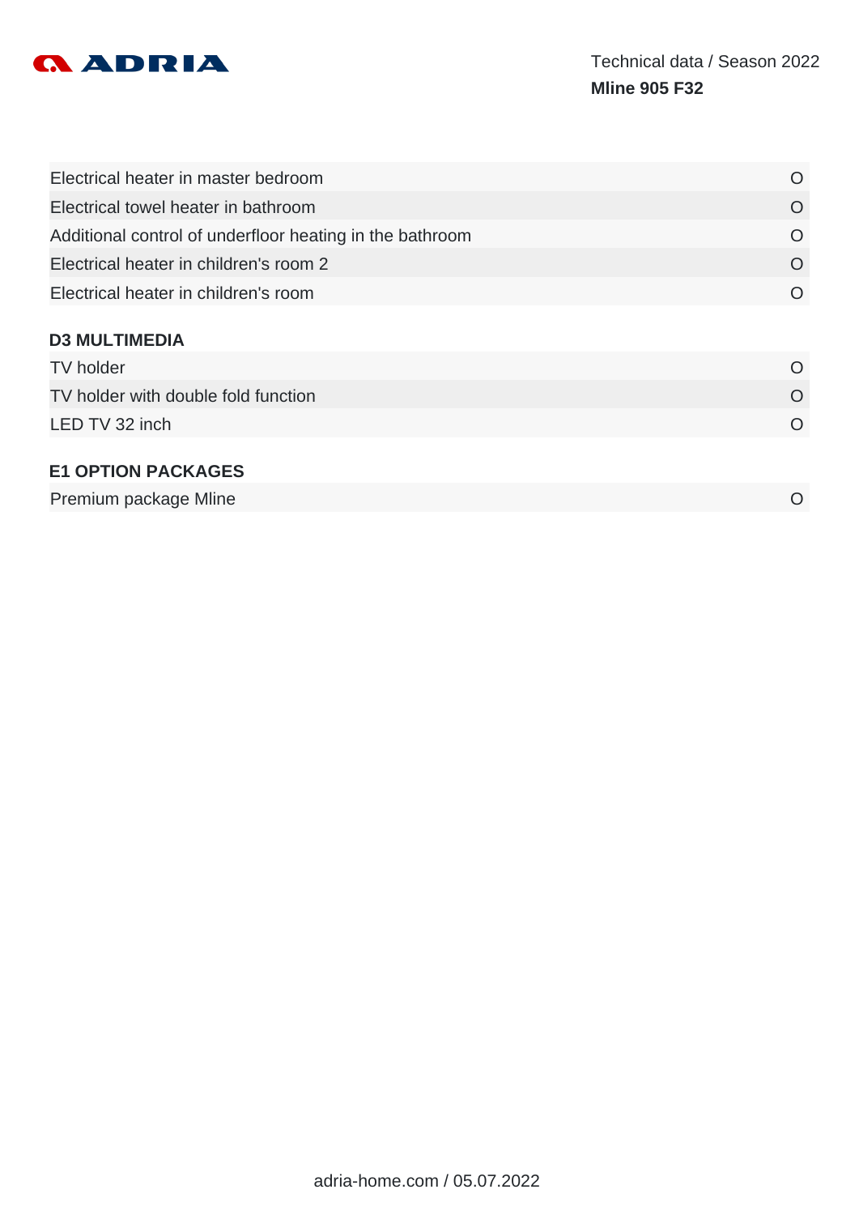| | |
|---|---|
| Electrical heater in master bedroom | O |
| Electrical towel heater in bathroom | O |
| Additional control of underfloor heating in the bathroom | O |
| Electrical heater in children's room 2 | O |
| Electrical heater in children's room | O |

## D3 MULTIMEDIA

| | |
|---|---|
| TV holder | O |
| TV holder with double fold function | O |
| LED TV 32 inch | O |

## E1 OPTION PACKAGES

| | |
|---|---|
| Premium package Mline | O |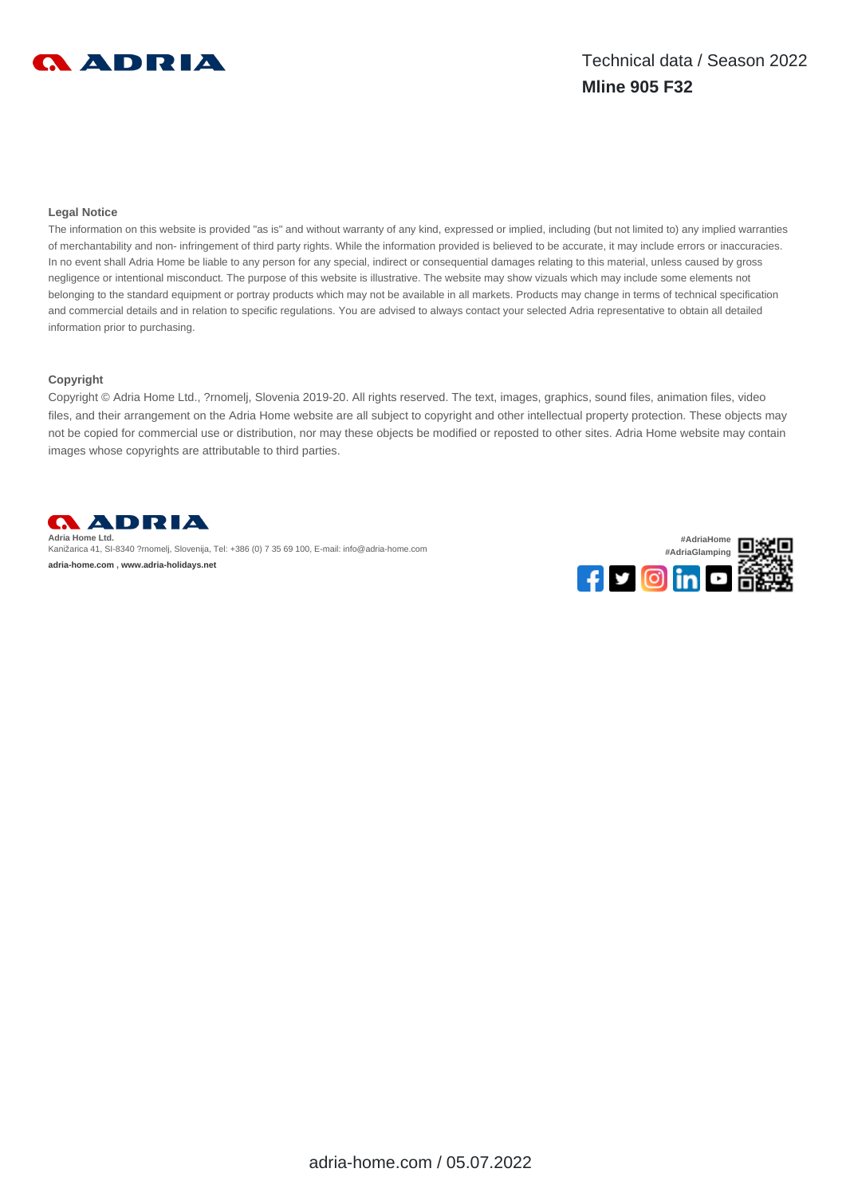Technical data / Season 2022

**Mline 905 F32**

### Legal Notice

The information on this website is provided "as is" and without warranty of any kind, expressed or implied, including (but not limited to) any implied warranties of merchantability and non- infringement of third party rights. While the information provided is believed to be accurate, it may include errors or inaccuracies. In no event shall Adria Home be liable to any person for any special, indirect or consequential damages relating to this material, unless caused by gross negligence or intentional misconduct. The purpose of this website is illustrative. The website may show vizuals which may include some elements not belonging to the standard equipment or portray products which may not be available in all markets. Products may change in terms of technical specification and commercial details and in relation to specific regulations. You are advised to always contact your selected Adria representative to obtain all detailed information prior to purchasing.

### Copyright

Copyright © Adria Home Ltd., ?rnomelj, Slovenia 2019-20. All rights reserved. The text, images, graphics, sound files, animation files, video files, and their arrangement on the Adria Home website are all subject to copyright and other intellectual property protection. These objects may not be copied for commercial use or distribution, nor may these objects be modified or reposted to other sites. Adria Home website may contain images whose copyrights are attributable to third parties.

**Adria Home Ltd.**
Kanižarica 41, SI-8340 ?rnomelj, Slovenija, Tel: +386 (0) 7 35 69 100, E-mail: info@adria-home.com

**adria-home.com , www.adria-holidays.net**

**#AdriaHome**
**#AdriaGlamping**